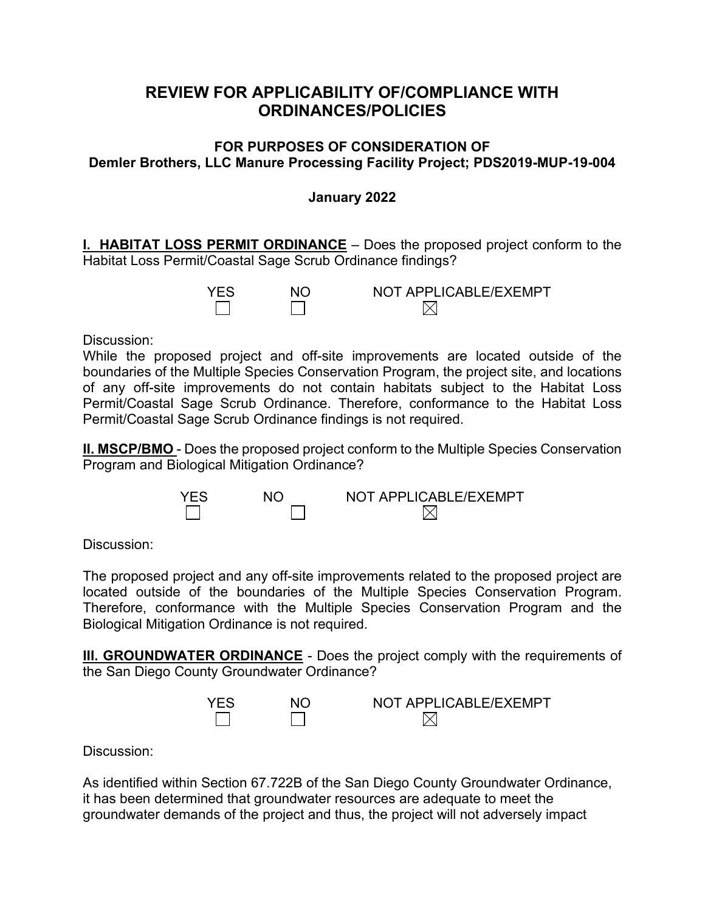# REVIEW FOR APPLICABILITY OF/COMPLIANCE WITH ORDINANCES/POLICIES

### FOR PURPOSES OF CONSIDERATION OF
### Demler Brothers, LLC Manure Processing Facility Project; PDS2019-MUP-19-004

### January 2022

**I. HABITAT LOSS PERMIT ORDINANCE** – Does the proposed project conform to the Habitat Loss Permit/Coastal Sage Scrub Ordinance findings?

| YES | NO | NOT APPLICABLE/EXEMPT |
|---|---|---|
| ☐ | ☐ | ☒ |

Discussion:
While the proposed project and off-site improvements are located outside of the boundaries of the Multiple Species Conservation Program, the project site, and locations of any off-site improvements do not contain habitats subject to the Habitat Loss Permit/Coastal Sage Scrub Ordinance. Therefore, conformance to the Habitat Loss Permit/Coastal Sage Scrub Ordinance findings is not required.

**II. MSCP/BMO** - Does the proposed project conform to the Multiple Species Conservation Program and Biological Mitigation Ordinance?

| YES | NO | NOT APPLICABLE/EXEMPT |
|---|---|---|
| ☐ | ☐ | ☒ |

Discussion:

The proposed project and any off-site improvements related to the proposed project are located outside of the boundaries of the Multiple Species Conservation Program. Therefore, conformance with the Multiple Species Conservation Program and the Biological Mitigation Ordinance is not required.

**III. GROUNDWATER ORDINANCE** - Does the project comply with the requirements of the San Diego County Groundwater Ordinance?

| YES | NO | NOT APPLICABLE/EXEMPT |
|---|---|---|
| ☐ | ☐ | ☒ |

Discussion:

As identified within Section 67.722B of the San Diego County Groundwater Ordinance, it has been determined that groundwater resources are adequate to meet the groundwater demands of the project and thus, the project will not adversely impact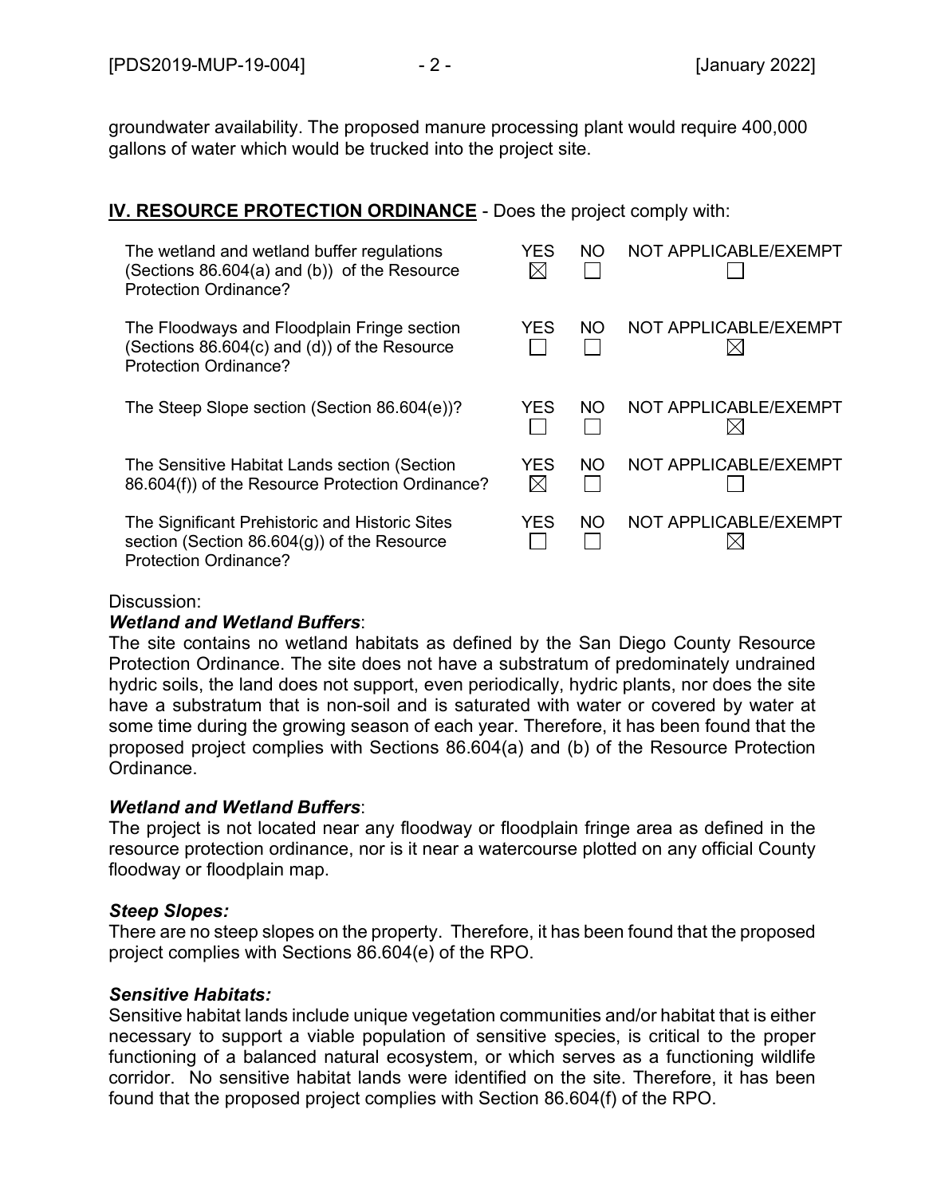groundwater availability. The proposed manure processing plant would require 400,000 gallons of water which would be trucked into the project site.

**IV. RESOURCE PROTECTION ORDINANCE** - Does the project comply with:

| | YES | NO | NOT APPLICABLE/EXEMPT |
|---|---|---|---|
| The wetland and wetland buffer regulations (Sections 86.604(a) and (b)) of the Resource Protection Ordinance? | ☒ | ☐ | ☐ |
| The Floodways and Floodplain Fringe section (Sections 86.604(c) and (d)) of the Resource Protection Ordinance? | ☐ | ☐ | ☒ |
| The Steep Slope section (Section 86.604(e))? | ☐ | ☐ | ☒ |
| The Sensitive Habitat Lands section (Section 86.604(f)) of the Resource Protection Ordinance? | ☒ | ☐ | ☐ |
| The Significant Prehistoric and Historic Sites section (Section 86.604(g)) of the Resource Protection Ordinance? | ☐ | ☐ | ☒ |

Discussion:

***Wetland and Wetland Buffers***:
The site contains no wetland habitats as defined by the San Diego County Resource Protection Ordinance. The site does not have a substratum of predominately undrained hydric soils, the land does not support, even periodically, hydric plants, nor does the site have a substratum that is non-soil and is saturated with water or covered by water at some time during the growing season of each year. Therefore, it has been found that the proposed project complies with Sections 86.604(a) and (b) of the Resource Protection Ordinance.

***Wetland and Wetland Buffers***:
The project is not located near any floodway or floodplain fringe area as defined in the resource protection ordinance, nor is it near a watercourse plotted on any official County floodway or floodplain map.

***Steep Slopes:***
There are no steep slopes on the property. Therefore, it has been found that the proposed project complies with Sections 86.604(e) of the RPO.

***Sensitive Habitats:***
Sensitive habitat lands include unique vegetation communities and/or habitat that is either necessary to support a viable population of sensitive species, is critical to the proper functioning of a balanced natural ecosystem, or which serves as a functioning wildlife corridor. No sensitive habitat lands were identified on the site. Therefore, it has been found that the proposed project complies with Section 86.604(f) of the RPO.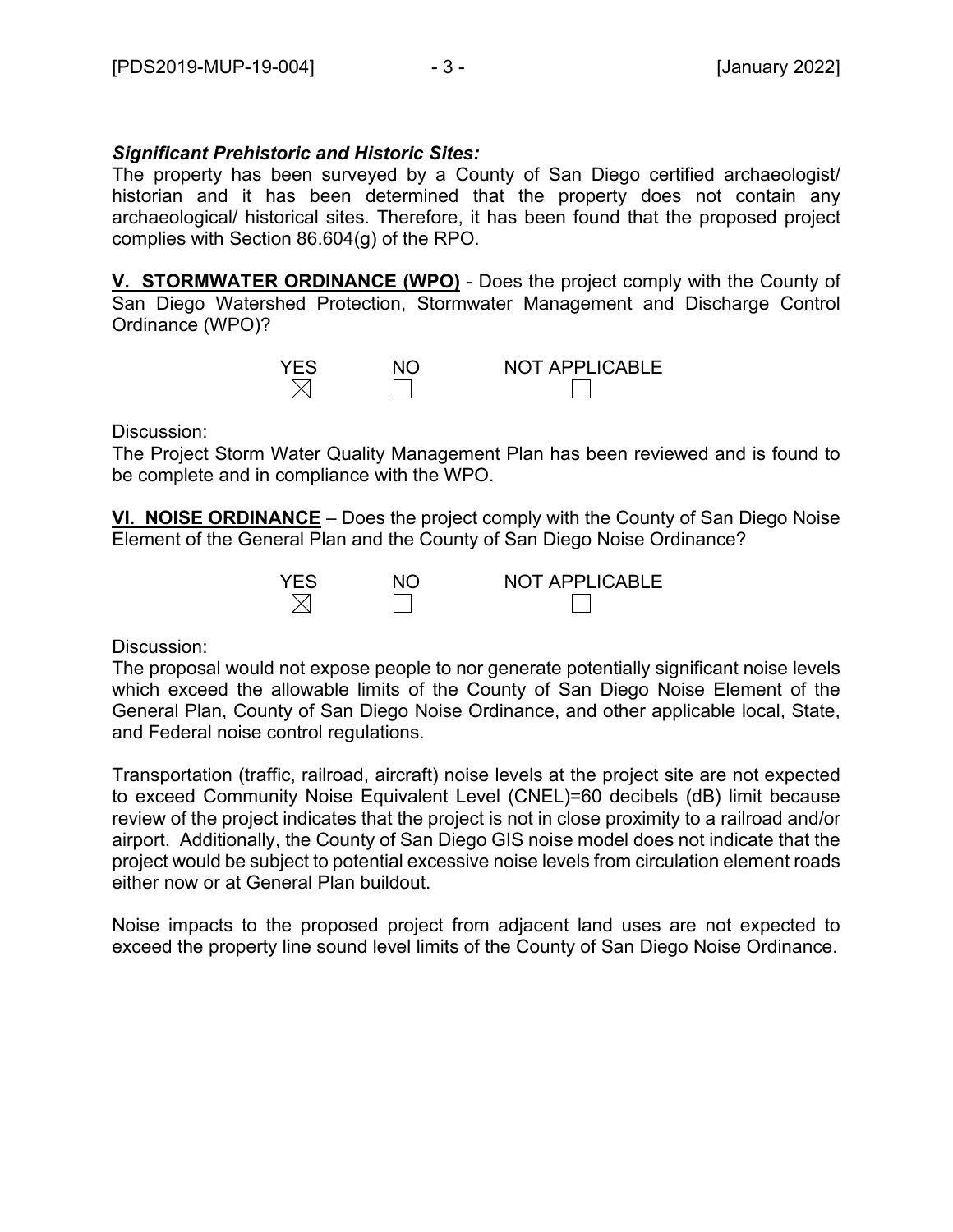***Significant Prehistoric and Historic Sites:***

The property has been surveyed by a County of San Diego certified archaeologist/ historian and it has been determined that the property does not contain any archaeological/ historical sites. Therefore, it has been found that the proposed project complies with Section 86.604(g) of the RPO.

**V. STORMWATER ORDINANCE (WPO)** - Does the project comply with the County of San Diego Watershed Protection, Stormwater Management and Discharge Control Ordinance (WPO)?

| YES | NO | NOT APPLICABLE |
|---|---|---|
| ☒ | ☐ | ☐ |

Discussion:

The Project Storm Water Quality Management Plan has been reviewed and is found to be complete and in compliance with the WPO.

**VI. NOISE ORDINANCE** – Does the project comply with the County of San Diego Noise Element of the General Plan and the County of San Diego Noise Ordinance?

| YES | NO | NOT APPLICABLE |
|---|---|---|
| ☒ | ☐ | ☐ |

Discussion:

The proposal would not expose people to nor generate potentially significant noise levels which exceed the allowable limits of the County of San Diego Noise Element of the General Plan, County of San Diego Noise Ordinance, and other applicable local, State, and Federal noise control regulations.

Transportation (traffic, railroad, aircraft) noise levels at the project site are not expected to exceed Community Noise Equivalent Level (CNEL)=60 decibels (dB) limit because review of the project indicates that the project is not in close proximity to a railroad and/or airport. Additionally, the County of San Diego GIS noise model does not indicate that the project would be subject to potential excessive noise levels from circulation element roads either now or at General Plan buildout.

Noise impacts to the proposed project from adjacent land uses are not expected to exceed the property line sound level limits of the County of San Diego Noise Ordinance.